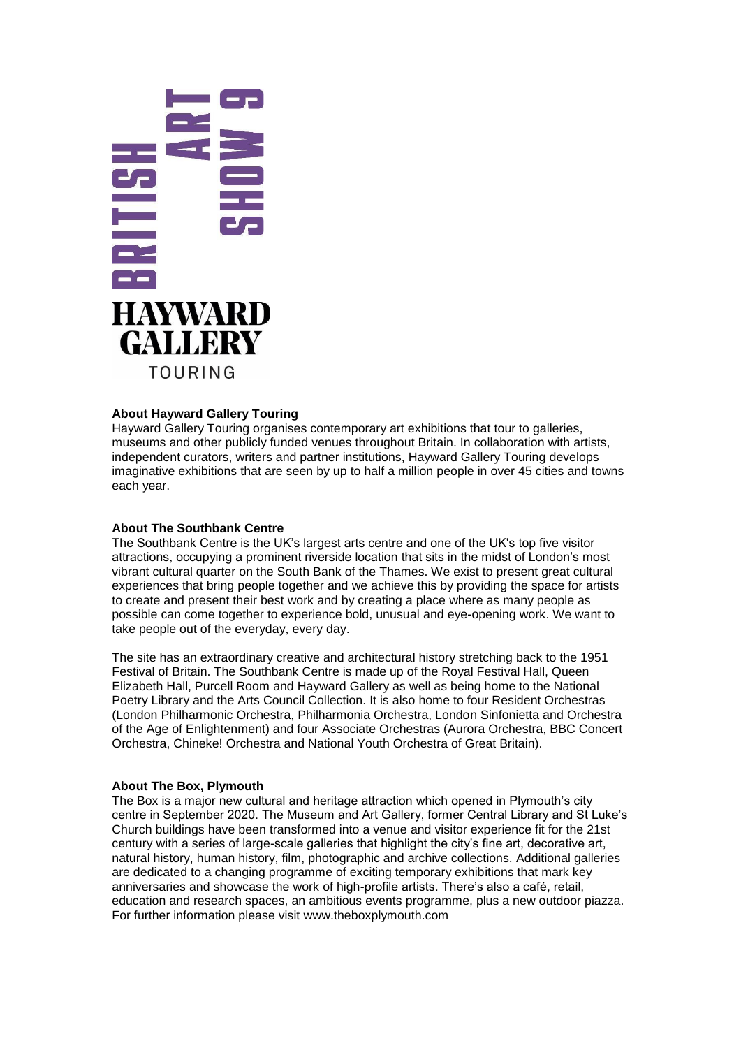BRITISH ART SHOW 9

HAYWARD GALLERY TOURING

**About Hayward Gallery Touring**
Hayward Gallery Touring organises contemporary art exhibitions that tour to galleries, museums and other publicly funded venues throughout Britain. In collaboration with artists, independent curators, writers and partner institutions, Hayward Gallery Touring develops imaginative exhibitions that are seen by up to half a million people in over 45 cities and towns each year.

**About The Southbank Centre**
The Southbank Centre is the UK's largest arts centre and one of the UK's top five visitor attractions, occupying a prominent riverside location that sits in the midst of London's most vibrant cultural quarter on the South Bank of the Thames. We exist to present great cultural experiences that bring people together and we achieve this by providing the space for artists to create and present their best work and by creating a place where as many people as possible can come together to experience bold, unusual and eye-opening work. We want to take people out of the everyday, every day.

The site has an extraordinary creative and architectural history stretching back to the 1951 Festival of Britain. The Southbank Centre is made up of the Royal Festival Hall, Queen Elizabeth Hall, Purcell Room and Hayward Gallery as well as being home to the National Poetry Library and the Arts Council Collection. It is also home to four Resident Orchestras (London Philharmonic Orchestra, Philharmonia Orchestra, London Sinfonietta and Orchestra of the Age of Enlightenment) and four Associate Orchestras (Aurora Orchestra, BBC Concert Orchestra, Chineke! Orchestra and National Youth Orchestra of Great Britain).

**About The Box, Plymouth**
The Box is a major new cultural and heritage attraction which opened in Plymouth's city centre in September 2020. The Museum and Art Gallery, former Central Library and St Luke's Church buildings have been transformed into a venue and visitor experience fit for the 21st century with a series of large-scale galleries that highlight the city's fine art, decorative art, natural history, human history, film, photographic and archive collections. Additional galleries are dedicated to a changing programme of exciting temporary exhibitions that mark key anniversaries and showcase the work of high-profile artists. There's also a café, retail, education and research spaces, an ambitious events programme, plus a new outdoor piazza. For further information please visit www.theboxplymouth.com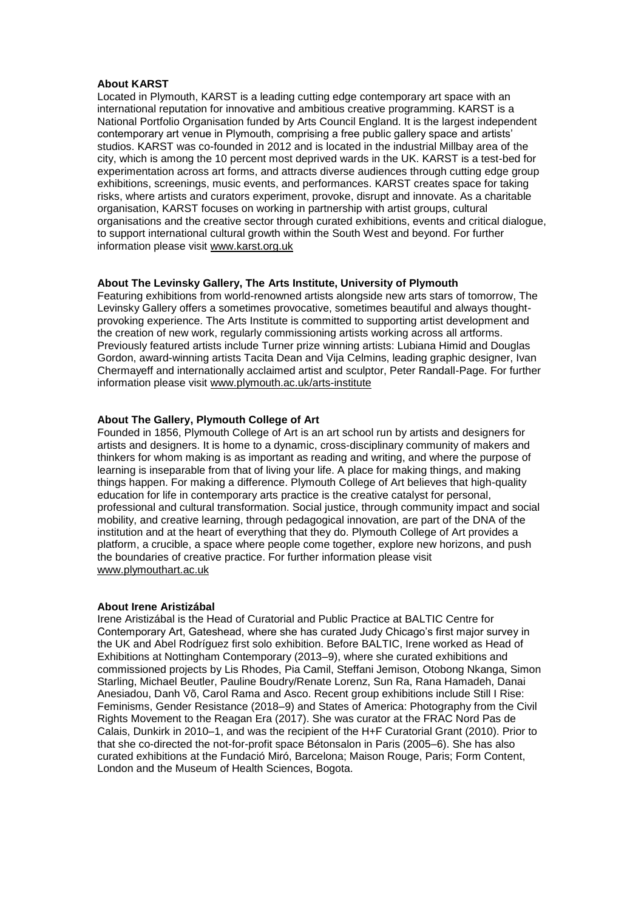**About KARST**

Located in Plymouth, KARST is a leading cutting edge contemporary art space with an international reputation for innovative and ambitious creative programming. KARST is a National Portfolio Organisation funded by Arts Council England. It is the largest independent contemporary art venue in Plymouth, comprising a free public gallery space and artists' studios. KARST was co-founded in 2012 and is located in the industrial Millbay area of the city, which is among the 10 percent most deprived wards in the UK. KARST is a test-bed for experimentation across art forms, and attracts diverse audiences through cutting edge group exhibitions, screenings, music events, and performances. KARST creates space for taking risks, where artists and curators experiment, provoke, disrupt and innovate. As a charitable organisation, KARST focuses on working in partnership with artist groups, cultural organisations and the creative sector through curated exhibitions, events and critical dialogue, to support international cultural growth within the South West and beyond. For further information please visit www.karst.org.uk

**About The Levinsky Gallery, The Arts Institute, University of Plymouth**

Featuring exhibitions from world-renowned artists alongside new arts stars of tomorrow, The Levinsky Gallery offers a sometimes provocative, sometimes beautiful and always thought-provoking experience. The Arts Institute is committed to supporting artist development and the creation of new work, regularly commissioning artists working across all artforms. Previously featured artists include Turner prize winning artists: Lubiana Himid and Douglas Gordon, award-winning artists Tacita Dean and Vija Celmins, leading graphic designer, Ivan Chermayeff and internationally acclaimed artist and sculptor, Peter Randall-Page. For further information please visit www.plymouth.ac.uk/arts-institute

**About The Gallery, Plymouth College of Art**

Founded in 1856, Plymouth College of Art is an art school run by artists and designers for artists and designers. It is home to a dynamic, cross-disciplinary community of makers and thinkers for whom making is as important as reading and writing, and where the purpose of learning is inseparable from that of living your life. A place for making things, and making things happen. For making a difference. Plymouth College of Art believes that high-quality education for life in contemporary arts practice is the creative catalyst for personal, professional and cultural transformation. Social justice, through community impact and social mobility, and creative learning, through pedagogical innovation, are part of the DNA of the institution and at the heart of everything that they do. Plymouth College of Art provides a platform, a crucible, a space where people come together, explore new horizons, and push the boundaries of creative practice. For further information please visit www.plymouthart.ac.uk

**About Irene Aristizábal**

Irene Aristizábal is the Head of Curatorial and Public Practice at BALTIC Centre for Contemporary Art, Gateshead, where she has curated Judy Chicago's first major survey in the UK and Abel Rodríguez first solo exhibition. Before BALTIC, Irene worked as Head of Exhibitions at Nottingham Contemporary (2013–9), where she curated exhibitions and commissioned projects by Lis Rhodes, Pia Camil, Steffani Jemison, Otobong Nkanga, Simon Starling, Michael Beutler, Pauline Boudry/Renate Lorenz, Sun Ra, Rana Hamadeh, Danai Anesiadou, Danh Võ, Carol Rama and Asco. Recent group exhibitions include Still I Rise: Feminisms, Gender Resistance (2018–9) and States of America: Photography from the Civil Rights Movement to the Reagan Era (2017). She was curator at the FRAC Nord Pas de Calais, Dunkirk in 2010–1, and was the recipient of the H+F Curatorial Grant (2010). Prior to that she co-directed the not-for-profit space Bétonsalon in Paris (2005–6). She has also curated exhibitions at the Fundació Miró, Barcelona; Maison Rouge, Paris; Form Content, London and the Museum of Health Sciences, Bogota.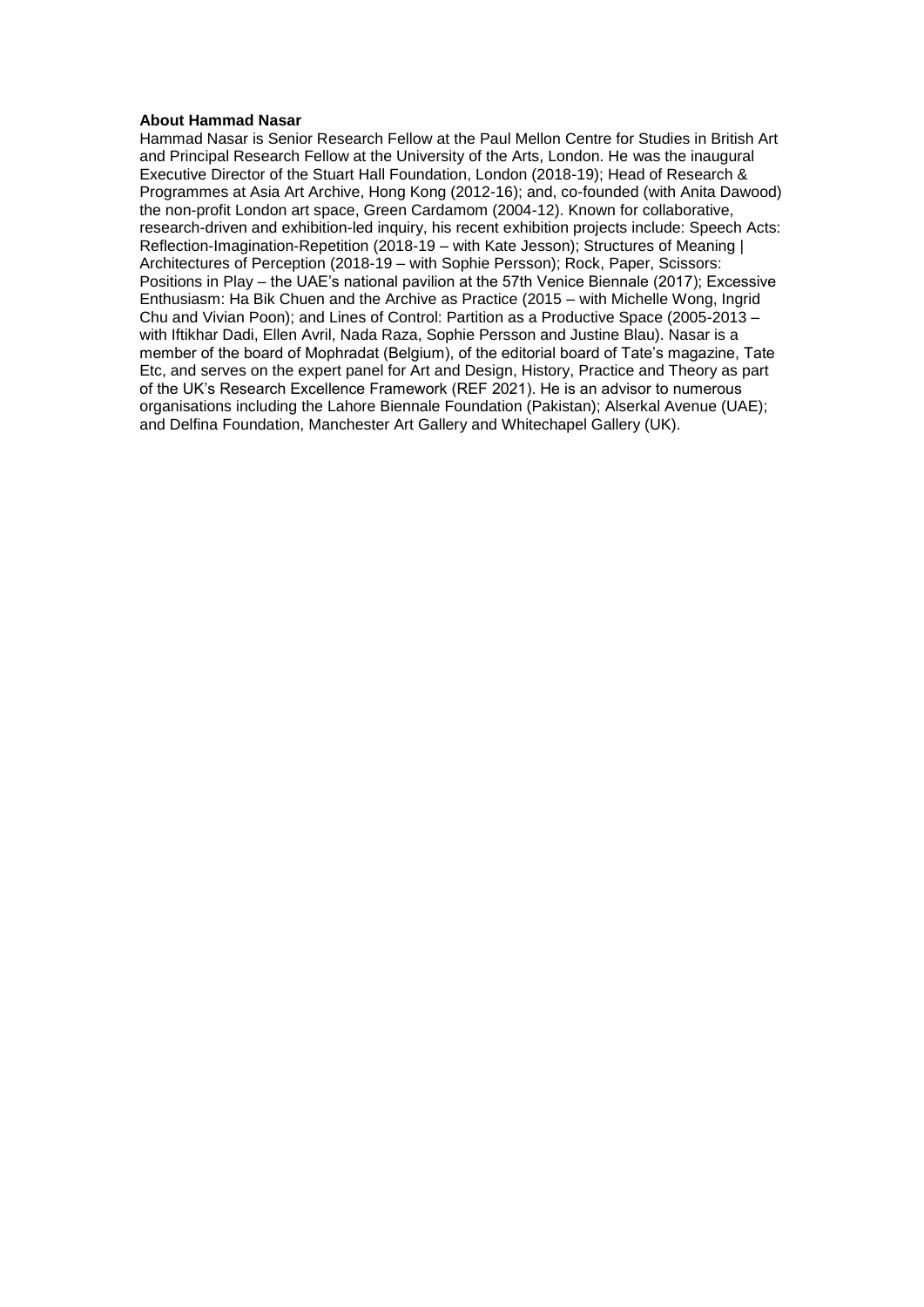**About Hammad Nasar**

Hammad Nasar is Senior Research Fellow at the Paul Mellon Centre for Studies in British Art and Principal Research Fellow at the University of the Arts, London. He was the inaugural Executive Director of the Stuart Hall Foundation, London (2018-19); Head of Research & Programmes at Asia Art Archive, Hong Kong (2012-16); and, co-founded (with Anita Dawood) the non-profit London art space, Green Cardamom (2004-12). Known for collaborative, research-driven and exhibition-led inquiry, his recent exhibition projects include: Speech Acts: Reflection-Imagination-Repetition (2018-19 – with Kate Jesson); Structures of Meaning | Architectures of Perception (2018-19 – with Sophie Persson); Rock, Paper, Scissors: Positions in Play – the UAE's national pavilion at the 57th Venice Biennale (2017); Excessive Enthusiasm: Ha Bik Chuen and the Archive as Practice (2015 – with Michelle Wong, Ingrid Chu and Vivian Poon); and Lines of Control: Partition as a Productive Space (2005-2013 – with Iftikhar Dadi, Ellen Avril, Nada Raza, Sophie Persson and Justine Blau). Nasar is a member of the board of Mophradat (Belgium), of the editorial board of Tate's magazine, Tate Etc, and serves on the expert panel for Art and Design, History, Practice and Theory as part of the UK's Research Excellence Framework (REF 2021). He is an advisor to numerous organisations including the Lahore Biennale Foundation (Pakistan); Alserkal Avenue (UAE); and Delfina Foundation, Manchester Art Gallery and Whitechapel Gallery (UK).